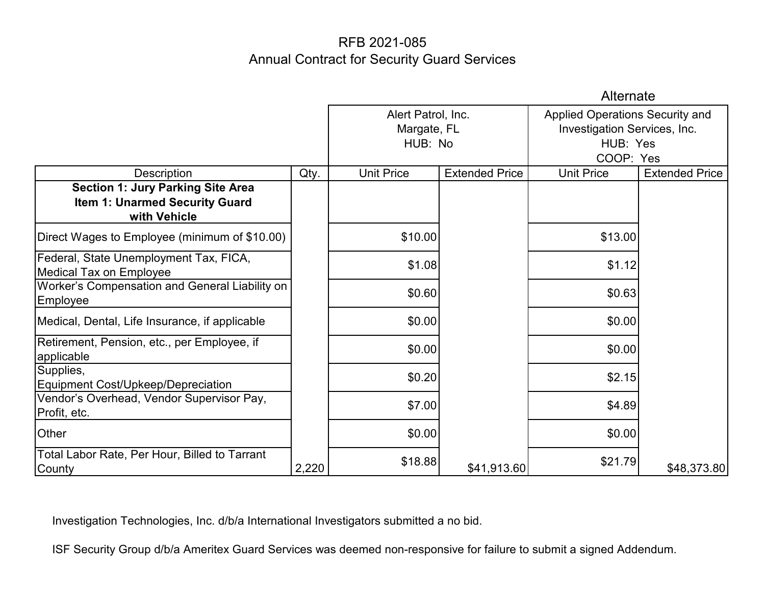# RFB 2021-085
## Annual Contract for Security Guard Services

| | | Alert Patrol, Inc.<br>Margate, FL<br>HUB: No | | Alternate<br>Applied Operations Security and Investigation Services, Inc.<br>HUB: Yes<br>COOP: Yes | |
|---|---|---|---|---|---|
| Description | Qty. | Unit Price | Extended Price | Unit Price | Extended Price |
| **Section 1: Jury Parking Site Area**<br>**Item 1: Unarmed Security Guard with Vehicle** | | | | | |
| Direct Wages to Employee (minimum of $10.00) | | $10.00 | | $13.00 | |
| Federal, State Unemployment Tax, FICA, Medical Tax on Employee | | $1.08 | | $1.12 | |
| Worker's Compensation and General Liability on Employee | | $0.60 | | $0.63 | |
| Medical, Dental, Life Insurance, if applicable | | $0.00 | | $0.00 | |
| Retirement, Pension, etc., per Employee, if applicable | | $0.00 | | $0.00 | |
| Supplies, Equipment Cost/Upkeep/Depreciation | | $0.20 | | $2.15 | |
| Vendor's Overhead, Vendor Supervisor Pay, Profit, etc. | | $7.00 | | $4.89 | |
| Other | | $0.00 | | $0.00 | |
| Total Labor Rate, Per Hour, Billed to Tarrant County | 2,220 | $18.88 | $41,913.60 | $21.79 | $48,373.80 |

Investigation Technologies, Inc. d/b/a International Investigators submitted a no bid.

ISF Security Group d/b/a Ameritex Guard Services was deemed non-responsive for failure to submit a signed Addendum.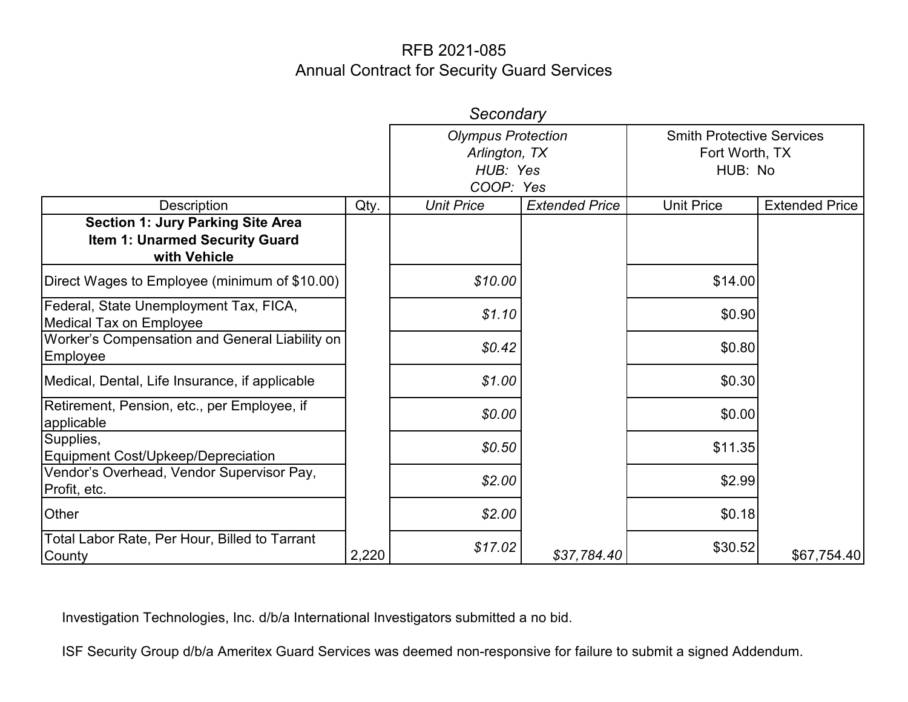# RFB 2021-085
## Annual Contract for Security Guard Services

| | | *Secondary* | | | |
|---|---|---|---|---|---|
| | | *Olympus Protection*<br>*Arlington, TX*<br>*HUB: Yes*<br>*COOP: Yes* | | Smith Protective Services<br>Fort Worth, TX<br>HUB: No | |
| Description | Qty. | *Unit Price* | *Extended Price* | Unit Price | Extended Price |
| **Section 1: Jury Parking Site Area**<br>**Item 1: Unarmed Security Guard with Vehicle** | | | | | |
| Direct Wages to Employee (minimum of $10.00) | | *$10.00* | | $14.00 | |
| Federal, State Unemployment Tax, FICA, Medical Tax on Employee | | *$1.10* | | $0.90 | |
| Worker's Compensation and General Liability on Employee | | *$0.42* | | $0.80 | |
| Medical, Dental, Life Insurance, if applicable | | *$1.00* | | $0.30 | |
| Retirement, Pension, etc., per Employee, if applicable | | *$0.00* | | $0.00 | |
| Supplies, Equipment Cost/Upkeep/Depreciation | | *$0.50* | | $11.35 | |
| Vendor's Overhead, Vendor Supervisor Pay, Profit, etc. | | *$2.00* | | $2.99 | |
| Other | | *$2.00* | | $0.18 | |
| Total Labor Rate, Per Hour, Billed to Tarrant County | 2,220 | *$17.02* | *$37,784.40* | $30.52 | $67,754.40 |

Investigation Technologies, Inc. d/b/a International Investigators submitted a no bid.

ISF Security Group d/b/a Ameritex Guard Services was deemed non-responsive for failure to submit a signed Addendum.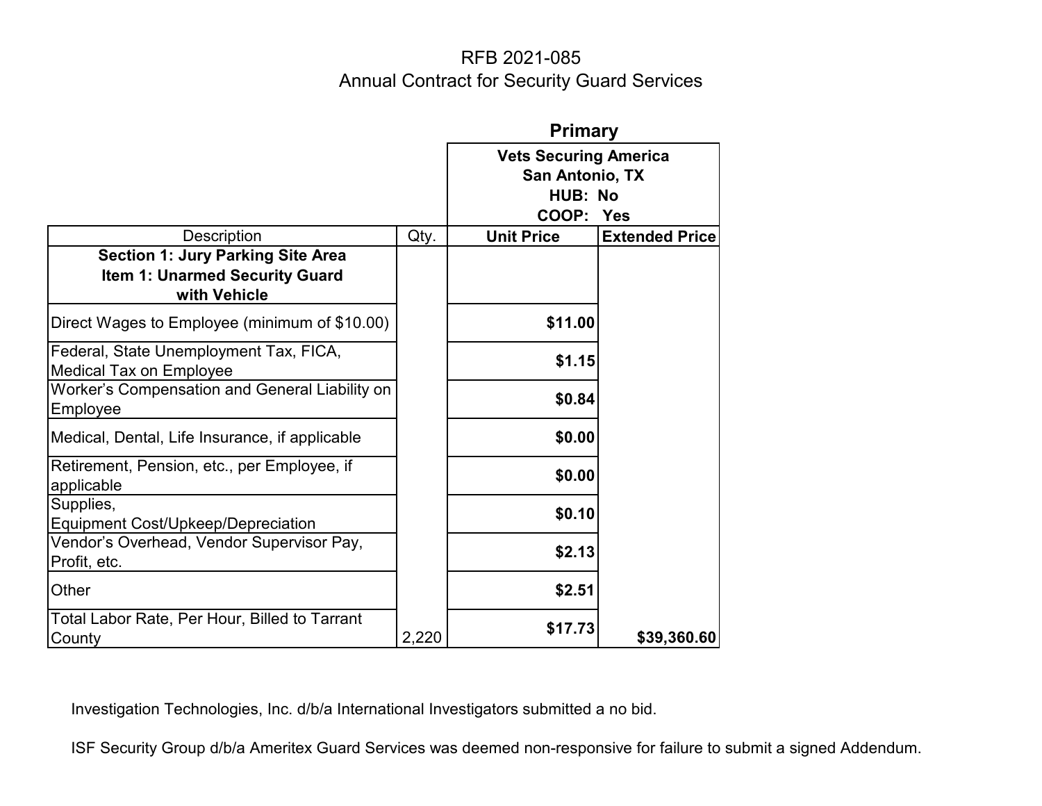# RFB 2021-085

## Annual Contract for Security Guard Services

| | | Primary | |
|---|---|---|---|
| | | Vets Securing America<br>San Antonio, TX<br>HUB: No<br>COOP: Yes | |
| Description | Qty. | Unit Price | Extended Price |
| **Section 1: Jury Parking Site Area<br>Item 1: Unarmed Security Guard with Vehicle** | | | |
| Direct Wages to Employee (minimum of $10.00) | | **$11.00** | |
| Federal, State Unemployment Tax, FICA, Medical Tax on Employee | | **$1.15** | |
| Worker's Compensation and General Liability on Employee | | **$0.84** | |
| Medical, Dental, Life Insurance, if applicable | | **$0.00** | |
| Retirement, Pension, etc., per Employee, if applicable | | **$0.00** | |
| Supplies, Equipment Cost/Upkeep/Depreciation | | **$0.10** | |
| Vendor's Overhead, Vendor Supervisor Pay, Profit, etc. | | **$2.13** | |
| Other | | **$2.51** | |
| Total Labor Rate, Per Hour, Billed to Tarrant County | 2,220 | **$17.73** | **$39,360.60** |

Investigation Technologies, Inc. d/b/a International Investigators submitted a no bid.

ISF Security Group d/b/a Ameritex Guard Services was deemed non-responsive for failure to submit a signed Addendum.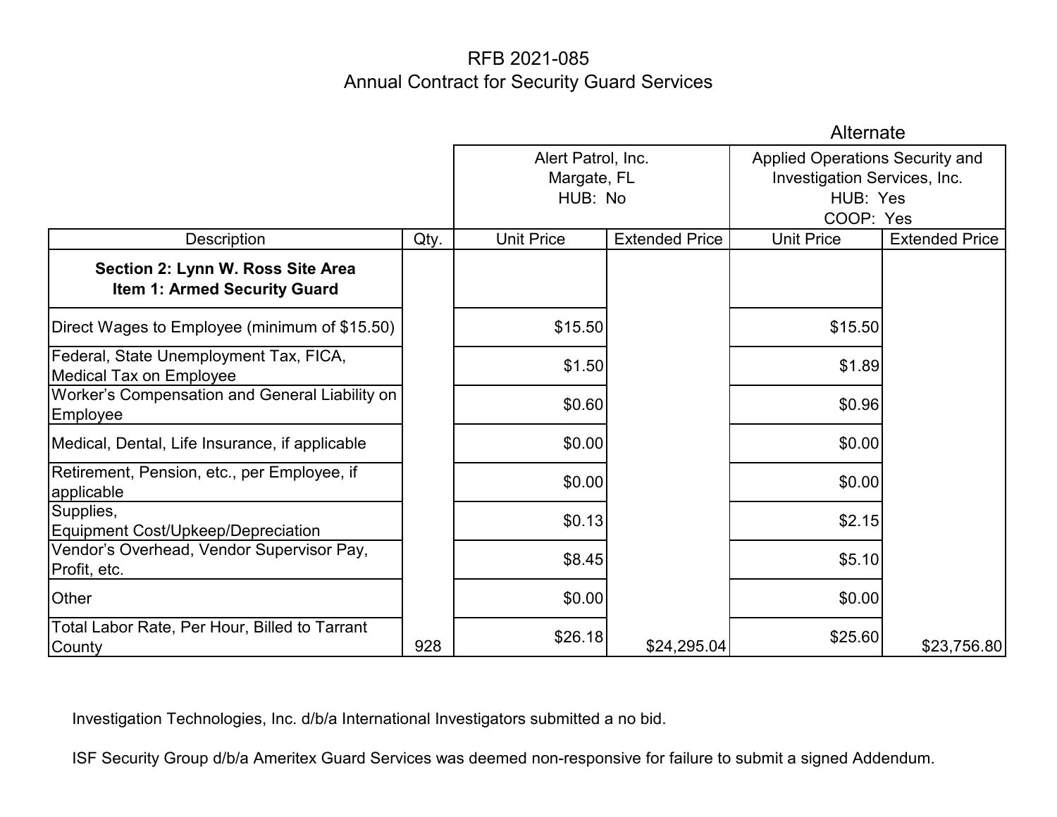RFB 2021-085
Annual Contract for Security Guard Services

| | | | | Alternate | |
|---|---|---|---|---|---|
| | | Alert Patrol, Inc. Margate, FL HUB: No | | Applied Operations Security and Investigation Services, Inc. HUB: Yes COOP: Yes | |
| Description | Qty. | Unit Price | Extended Price | Unit Price | Extended Price |
| **Section 2: Lynn W. Ross Site Area Item 1: Armed Security Guard** | | | | | |
| Direct Wages to Employee (minimum of $15.50) | | $15.50 | | $15.50 | |
| Federal, State Unemployment Tax, FICA, Medical Tax on Employee | | $1.50 | | $1.89 | |
| Worker's Compensation and General Liability on Employee | | $0.60 | | $0.96 | |
| Medical, Dental, Life Insurance, if applicable | | $0.00 | | $0.00 | |
| Retirement, Pension, etc., per Employee, if applicable | | $0.00 | | $0.00 | |
| Supplies, Equipment Cost/Upkeep/Depreciation | | $0.13 | | $2.15 | |
| Vendor's Overhead, Vendor Supervisor Pay, Profit, etc. | | $8.45 | | $5.10 | |
| Other | | $0.00 | | $0.00 | |
| Total Labor Rate, Per Hour, Billed to Tarrant County | 928 | $26.18 | $24,295.04 | $25.60 | $23,756.80 |

Investigation Technologies, Inc. d/b/a International Investigators submitted a no bid.

ISF Security Group d/b/a Ameritex Guard Services was deemed non-responsive for failure to submit a signed Addendum.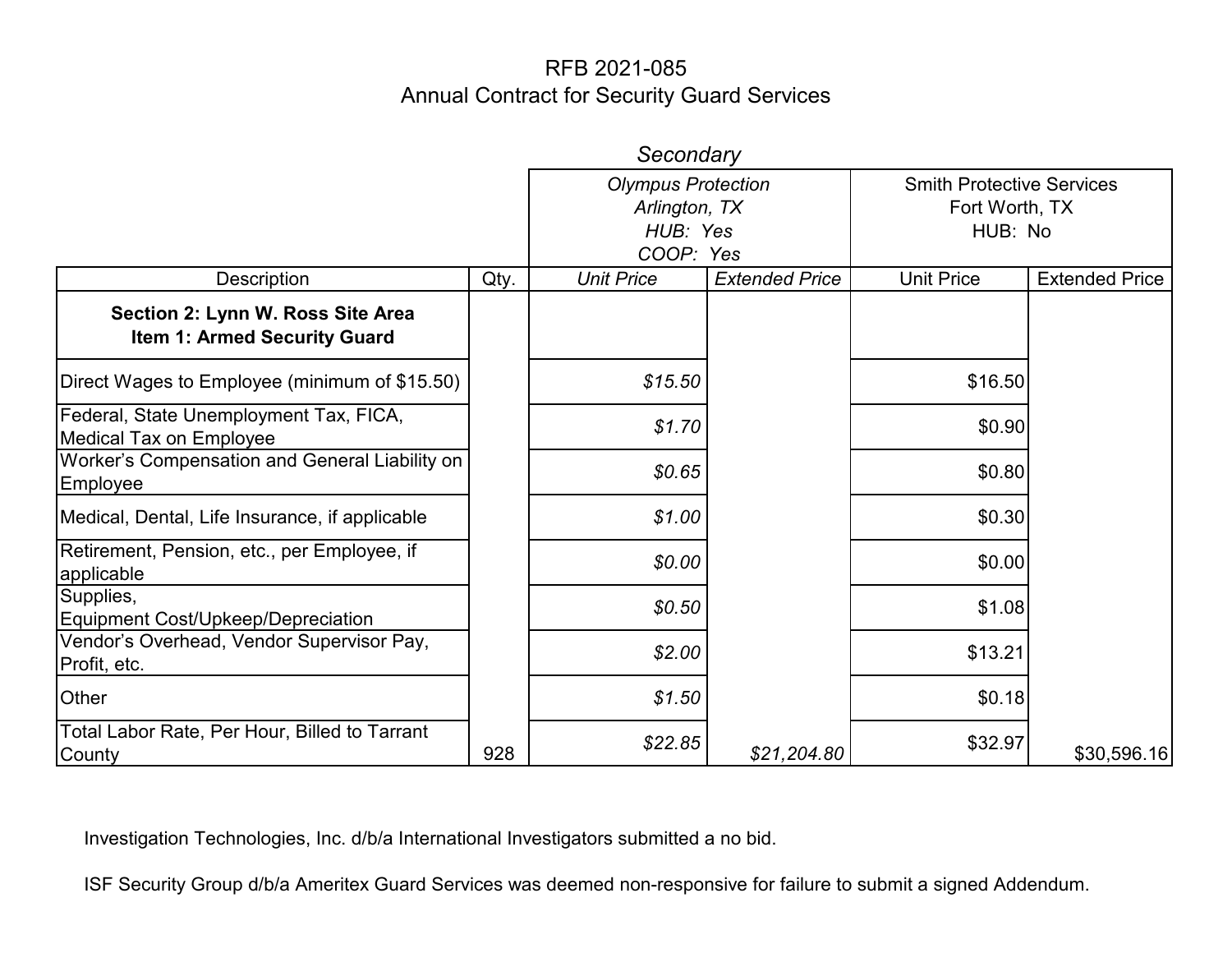RFB 2021-085
Annual Contract for Security Guard Services

| | | *Secondary* | | | |
|---|---|---|---|---|---|
| | | *Olympus Protection Arlington, TX HUB: Yes COOP: Yes* | | Smith Protective Services Fort Worth, TX HUB: No | |
| Description | Qty. | *Unit Price* | *Extended Price* | Unit Price | Extended Price |
| **Section 2: Lynn W. Ross Site Area Item 1: Armed Security Guard** | | | | | |
| Direct Wages to Employee (minimum of $15.50) | | *$15.50* | | $16.50 | |
| Federal, State Unemployment Tax, FICA, Medical Tax on Employee | | *$1.70* | | $0.90 | |
| Worker's Compensation and General Liability on Employee | | *$0.65* | | $0.80 | |
| Medical, Dental, Life Insurance, if applicable | | *$1.00* | | $0.30 | |
| Retirement, Pension, etc., per Employee, if applicable | | *$0.00* | | $0.00 | |
| Supplies, Equipment Cost/Upkeep/Depreciation | | *$0.50* | | $1.08 | |
| Vendor's Overhead, Vendor Supervisor Pay, Profit, etc. | | *$2.00* | | $13.21 | |
| Other | | *$1.50* | | $0.18 | |
| Total Labor Rate, Per Hour, Billed to Tarrant County | 928 | *$22.85* | *$21,204.80* | $32.97 | $30,596.16 |

Investigation Technologies, Inc. d/b/a International Investigators submitted a no bid.

ISF Security Group d/b/a Ameritex Guard Services was deemed non-responsive for failure to submit a signed Addendum.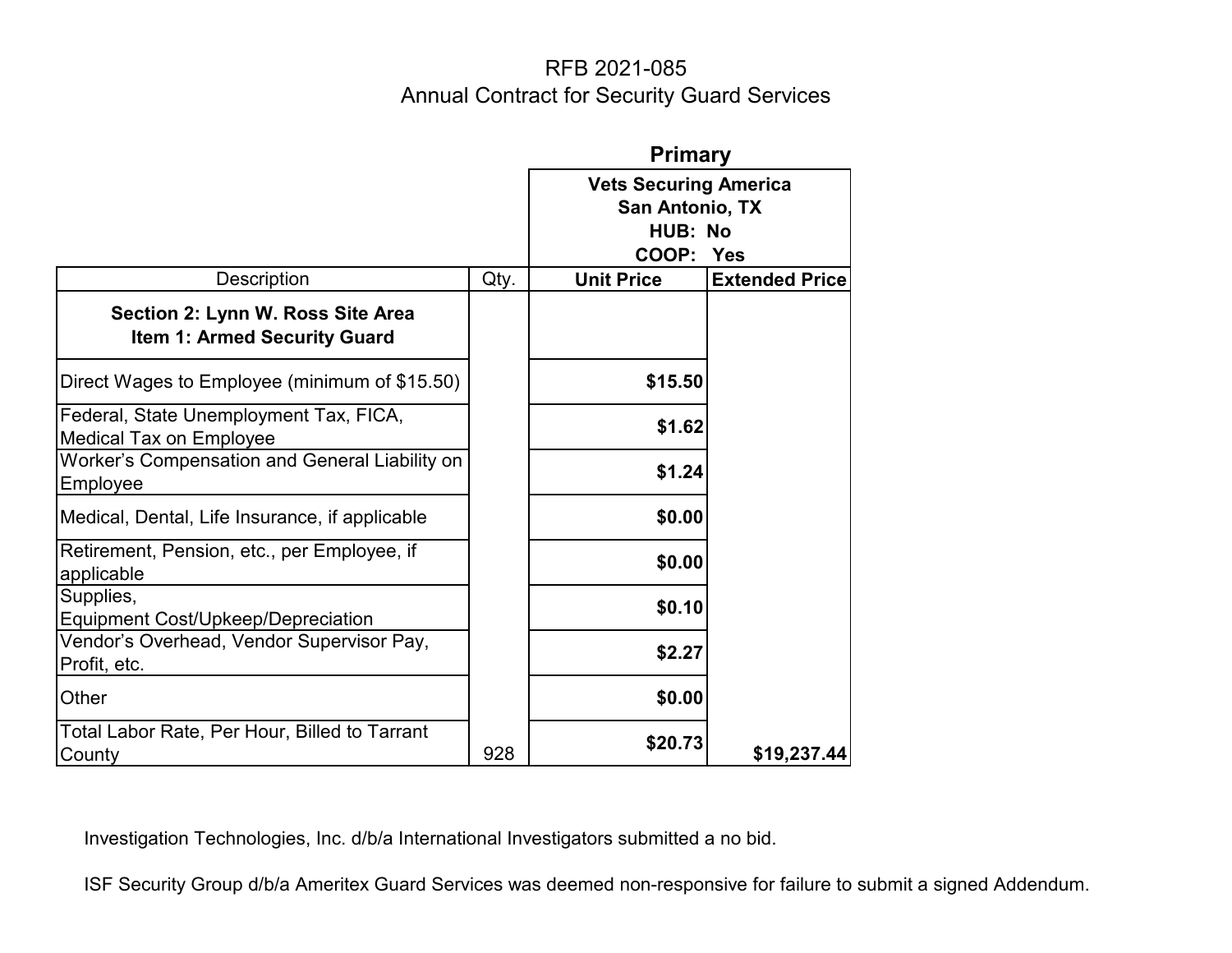# RFB 2021-085

## Annual Contract for Security Guard Services

| Description | Qty. | Primary: Vets Securing America, San Antonio, TX, HUB: No, COOP: Yes | |
|---|---|---|---|
| | | Unit Price | Extended Price |
| **Section 2: Lynn W. Ross Site Area**<br>**Item 1: Armed Security Guard** | | | |
| Direct Wages to Employee (minimum of $15.50) | | **$15.50** | |
| Federal, State Unemployment Tax, FICA, Medical Tax on Employee | | **$1.62** | |
| Worker's Compensation and General Liability on Employee | | **$1.24** | |
| Medical, Dental, Life Insurance, if applicable | | **$0.00** | |
| Retirement, Pension, etc., per Employee, if applicable | | **$0.00** | |
| Supplies, Equipment Cost/Upkeep/Depreciation | | **$0.10** | |
| Vendor's Overhead, Vendor Supervisor Pay, Profit, etc. | | **$2.27** | |
| Other | | **$0.00** | |
| Total Labor Rate, Per Hour, Billed to Tarrant County | 928 | **$20.73** | **$19,237.44** |

Investigation Technologies, Inc. d/b/a International Investigators submitted a no bid.

ISF Security Group d/b/a Ameritex Guard Services was deemed non-responsive for failure to submit a signed Addendum.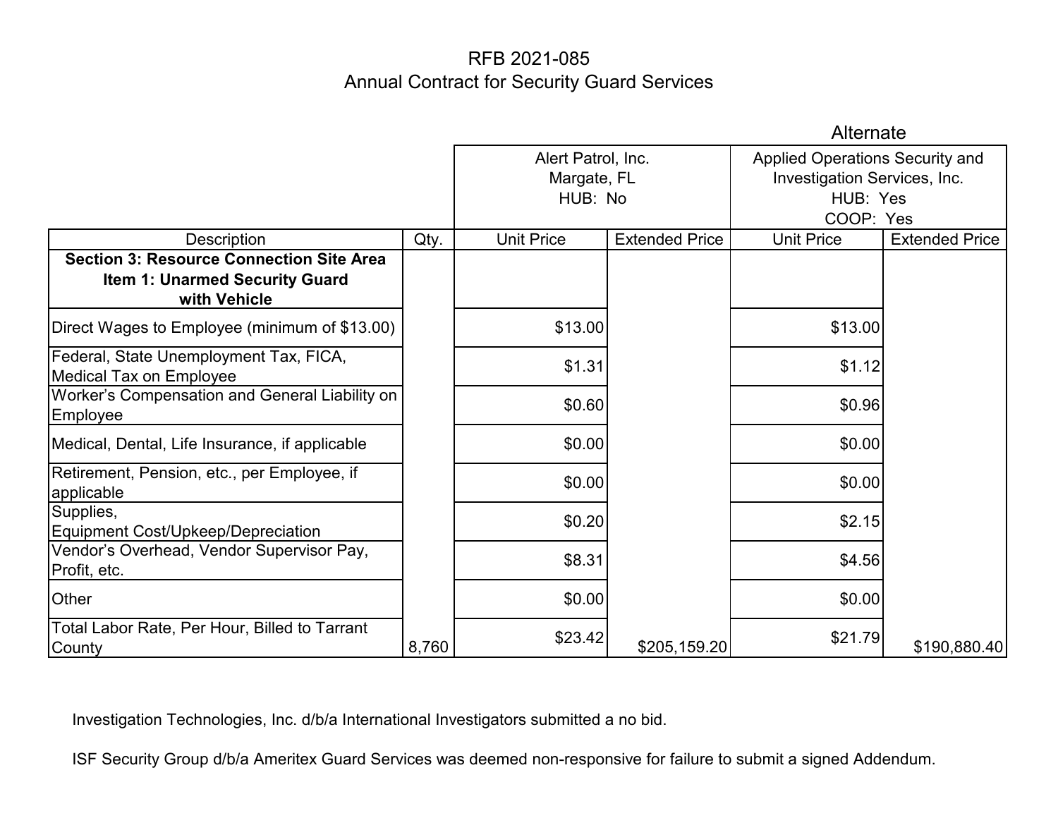# RFB 2021-085
## Annual Contract for Security Guard Services

| | | Alert Patrol, Inc. Margate, FL HUB: No | | Alternate Applied Operations Security and Investigation Services, Inc. HUB: Yes COOP: Yes | |
|---|---|---|---|---|---|
| Description | Qty. | Unit Price | Extended Price | Unit Price | Extended Price |
| **Section 3: Resource Connection Site Area Item 1: Unarmed Security Guard with Vehicle** | | | | | |
| Direct Wages to Employee (minimum of $13.00) | | $13.00 | | $13.00 | |
| Federal, State Unemployment Tax, FICA, Medical Tax on Employee | | $1.31 | | $1.12 | |
| Worker's Compensation and General Liability on Employee | | $0.60 | | $0.96 | |
| Medical, Dental, Life Insurance, if applicable | | $0.00 | | $0.00 | |
| Retirement, Pension, etc., per Employee, if applicable | | $0.00 | | $0.00 | |
| Supplies, Equipment Cost/Upkeep/Depreciation | | $0.20 | | $2.15 | |
| Vendor's Overhead, Vendor Supervisor Pay, Profit, etc. | | $8.31 | | $4.56 | |
| Other | | $0.00 | | $0.00 | |
| Total Labor Rate, Per Hour, Billed to Tarrant County | 8,760 | $23.42 | $205,159.20 | $21.79 | $190,880.40 |

Investigation Technologies, Inc. d/b/a International Investigators submitted a no bid.

ISF Security Group d/b/a Ameritex Guard Services was deemed non-responsive for failure to submit a signed Addendum.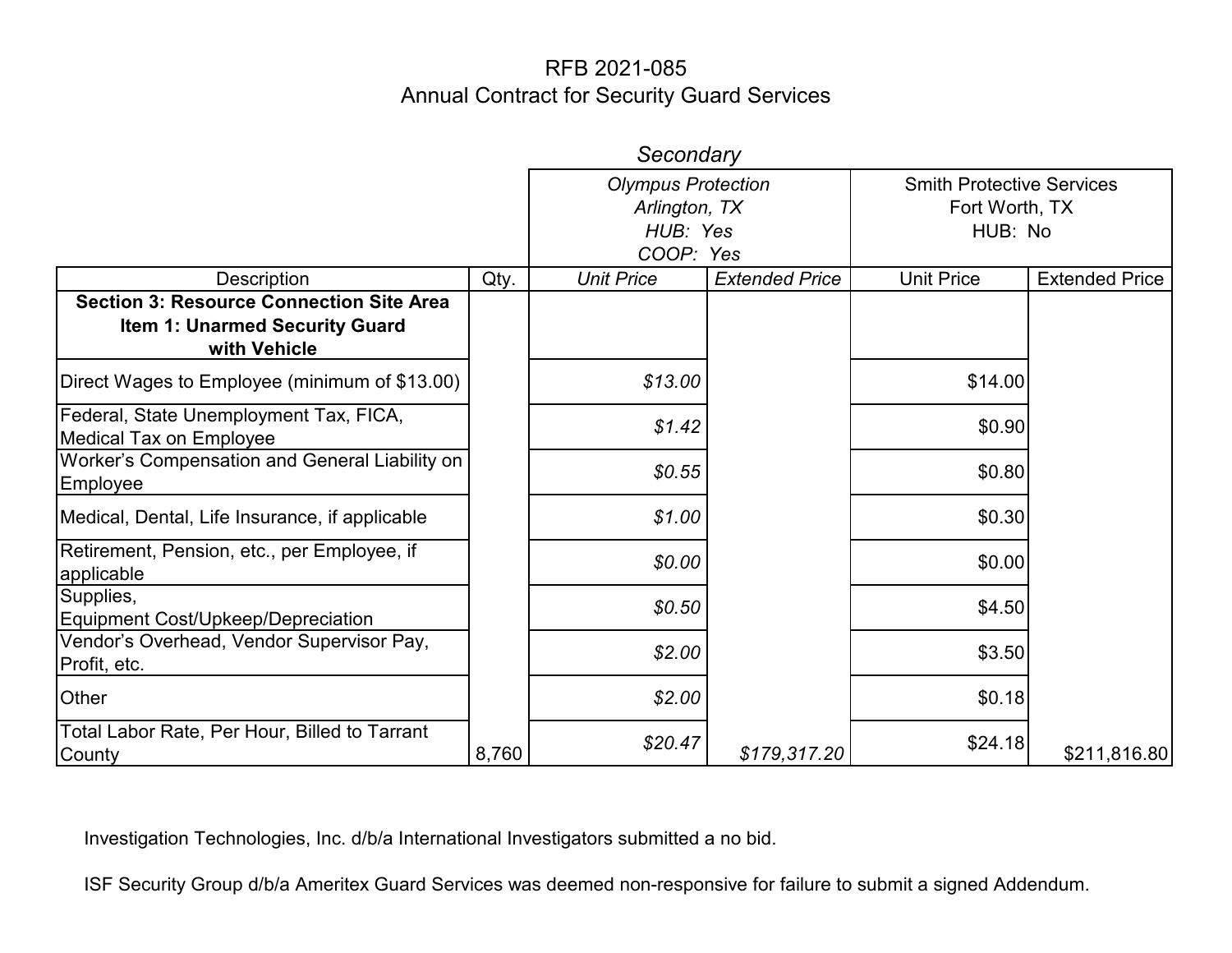# RFB 2021-085
## Annual Contract for Security Guard Services

| | | *Secondary* | | | |
|---|---|---|---|---|---|
| | | *Olympus Protection*<br>*Arlington, TX*<br>*HUB: Yes*<br>*COOP: Yes* | | Smith Protective Services<br>Fort Worth, TX<br>HUB: No | |
| Description | Qty. | *Unit Price* | *Extended Price* | Unit Price | Extended Price |
| **Section 3: Resource Connection Site Area**<br>**Item 1: Unarmed Security Guard with Vehicle** | | | | | |
| Direct Wages to Employee (minimum of $13.00) | | *$13.00* | | $14.00 | |
| Federal, State Unemployment Tax, FICA, Medical Tax on Employee | | *$1.42* | | $0.90 | |
| Worker's Compensation and General Liability on Employee | | *$0.55* | | $0.80 | |
| Medical, Dental, Life Insurance, if applicable | | *$1.00* | | $0.30 | |
| Retirement, Pension, etc., per Employee, if applicable | | *$0.00* | | $0.00 | |
| Supplies, Equipment Cost/Upkeep/Depreciation | | *$0.50* | | $4.50 | |
| Vendor's Overhead, Vendor Supervisor Pay, Profit, etc. | | *$2.00* | | $3.50 | |
| Other | | *$2.00* | | $0.18 | |
| Total Labor Rate, Per Hour, Billed to Tarrant County | 8,760 | *$20.47* | *$179,317.20* | $24.18 | $211,816.80 |

Investigation Technologies, Inc. d/b/a International Investigators submitted a no bid.

ISF Security Group d/b/a Ameritex Guard Services was deemed non-responsive for failure to submit a signed Addendum.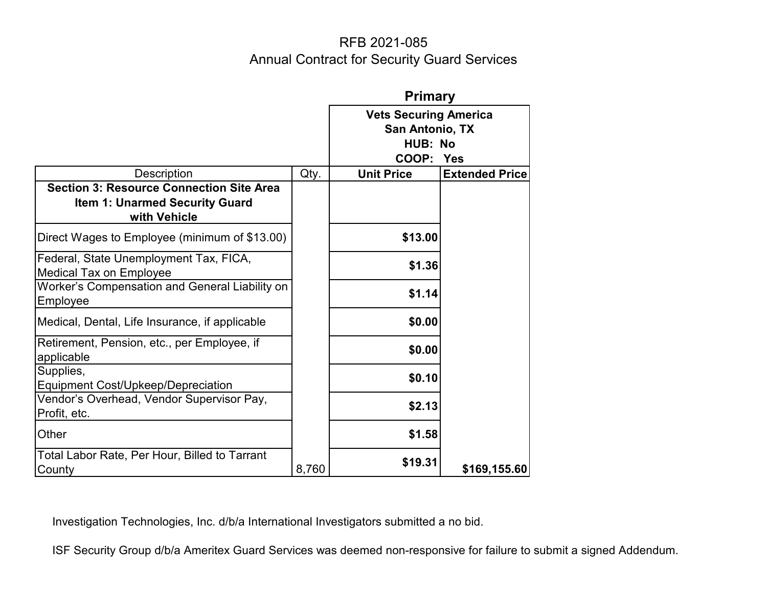# RFB 2021-085
## Annual Contract for Security Guard Services

| | | Primary | |
|---|---|---|---|
| | | **Vets Securing America<br>San Antonio, TX<br>HUB: No<br>COOP: Yes** | |
| Description | Qty. | **Unit Price** | **Extended Price** |
| **Section 3: Resource Connection Site Area<br>Item 1: Unarmed Security Guard<br>with Vehicle** | | | |
| Direct Wages to Employee (minimum of $13.00) | | **$13.00** | |
| Federal, State Unemployment Tax, FICA, Medical Tax on Employee | | **$1.36** | |
| Worker's Compensation and General Liability on Employee | | **$1.14** | |
| Medical, Dental, Life Insurance, if applicable | | **$0.00** | |
| Retirement, Pension, etc., per Employee, if applicable | | **$0.00** | |
| Supplies,<br>Equipment Cost/Upkeep/Depreciation | | **$0.10** | |
| Vendor's Overhead, Vendor Supervisor Pay, Profit, etc. | | **$2.13** | |
| Other | | **$1.58** | |
| Total Labor Rate, Per Hour, Billed to Tarrant County | 8,760 | **$19.31** | **$169,155.60** |

Investigation Technologies, Inc. d/b/a International Investigators submitted a no bid.

ISF Security Group d/b/a Ameritex Guard Services was deemed non-responsive for failure to submit a signed Addendum.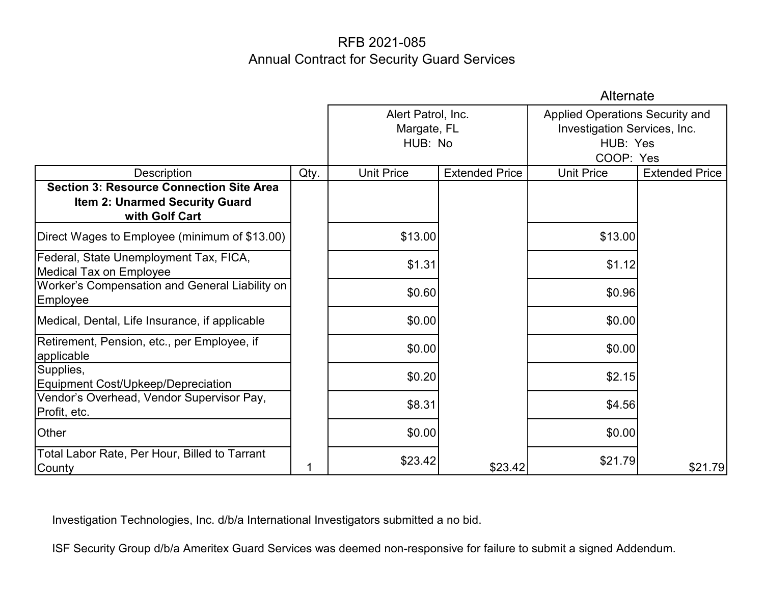# RFB 2021-085

## Annual Contract for Security Guard Services

| | | | | Alternate | |
|---|---|---|---|---|---|
| | | Alert Patrol, Inc. Margate, FL HUB: No | | Applied Operations Security and Investigation Services, Inc. HUB: Yes COOP: Yes | |
| Description | Qty. | Unit Price | Extended Price | Unit Price | Extended Price |
| **Section 3: Resource Connection Site Area Item 2: Unarmed Security Guard with Golf Cart** | | | | | |
| Direct Wages to Employee (minimum of $13.00) | | $13.00 | | $13.00 | |
| Federal, State Unemployment Tax, FICA, Medical Tax on Employee | | $1.31 | | $1.12 | |
| Worker's Compensation and General Liability on Employee | | $0.60 | | $0.96 | |
| Medical, Dental, Life Insurance, if applicable | | $0.00 | | $0.00 | |
| Retirement, Pension, etc., per Employee, if applicable | | $0.00 | | $0.00 | |
| Supplies, Equipment Cost/Upkeep/Depreciation | | $0.20 | | $2.15 | |
| Vendor's Overhead, Vendor Supervisor Pay, Profit, etc. | | $8.31 | | $4.56 | |
| Other | | $0.00 | | $0.00 | |
| Total Labor Rate, Per Hour, Billed to Tarrant County | 1 | $23.42 | $23.42 | $21.79 | $21.79 |

Investigation Technologies, Inc. d/b/a International Investigators submitted a no bid.

ISF Security Group d/b/a Ameritex Guard Services was deemed non-responsive for failure to submit a signed Addendum.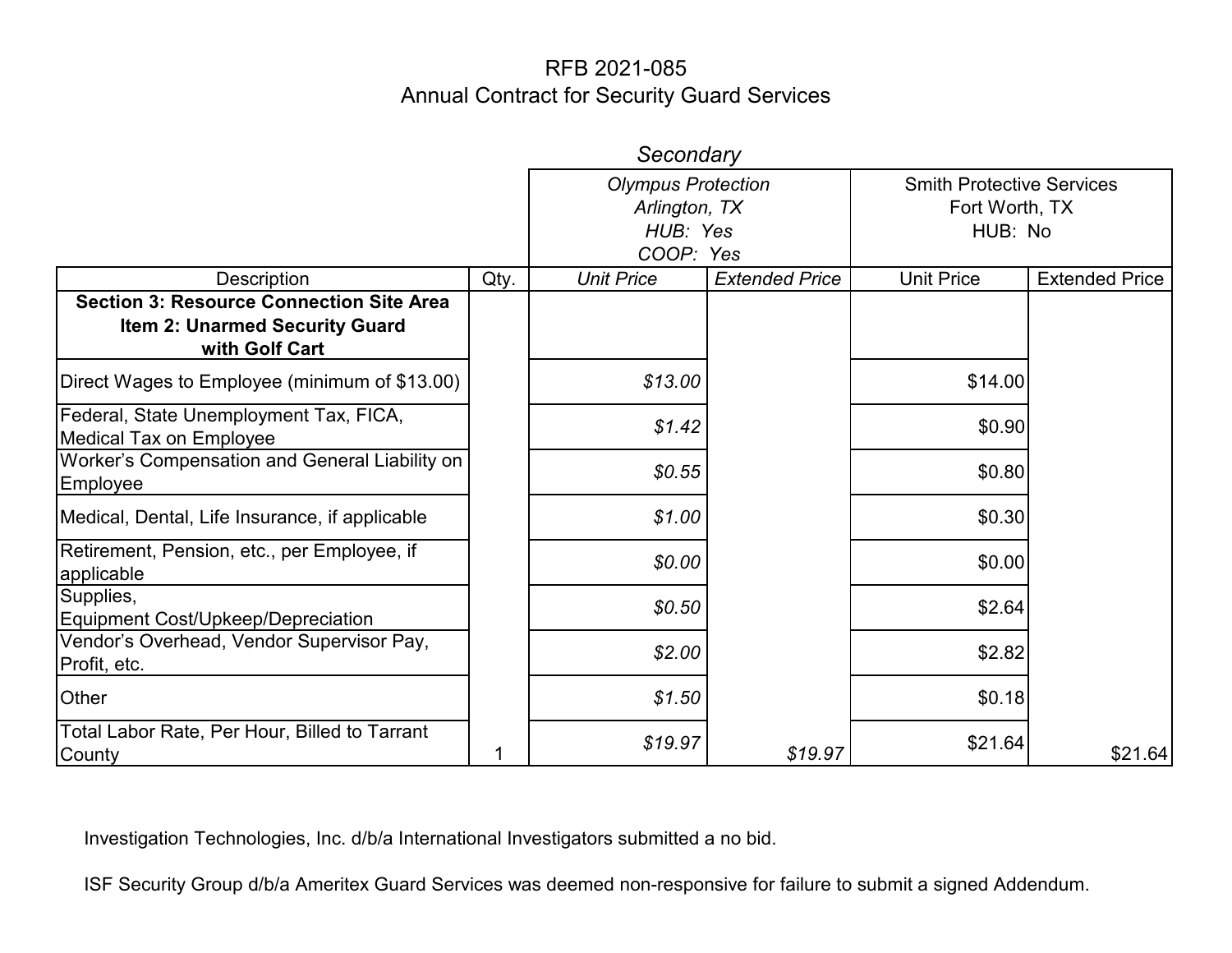# RFB 2021-085
## Annual Contract for Security Guard Services

*Secondary*

| Description | Qty. | *Olympus Protection, Arlington, TX, HUB: Yes, COOP: Yes* | | Smith Protective Services, Fort Worth, TX, HUB: No | |
|---|---|---|---|---|---|
| | | *Unit Price* | *Extended Price* | Unit Price | Extended Price |
| **Section 3: Resource Connection Site Area Item 2: Unarmed Security Guard with Golf Cart** | | | | | |
| Direct Wages to Employee (minimum of $13.00) | | *$13.00* | | $14.00 | |
| Federal, State Unemployment Tax, FICA, Medical Tax on Employee | | *$1.42* | | $0.90 | |
| Worker's Compensation and General Liability on Employee | | *$0.55* | | $0.80 | |
| Medical, Dental, Life Insurance, if applicable | | *$1.00* | | $0.30 | |
| Retirement, Pension, etc., per Employee, if applicable | | *$0.00* | | $0.00 | |
| Supplies, Equipment Cost/Upkeep/Depreciation | | *$0.50* | | $2.64 | |
| Vendor's Overhead, Vendor Supervisor Pay, Profit, etc. | | *$2.00* | | $2.82 | |
| Other | | *$1.50* | | $0.18 | |
| Total Labor Rate, Per Hour, Billed to Tarrant County | 1 | *$19.97* | *$19.97* | $21.64 | $21.64 |

Investigation Technologies, Inc. d/b/a International Investigators submitted a no bid.

ISF Security Group d/b/a Ameritex Guard Services was deemed non-responsive for failure to submit a signed Addendum.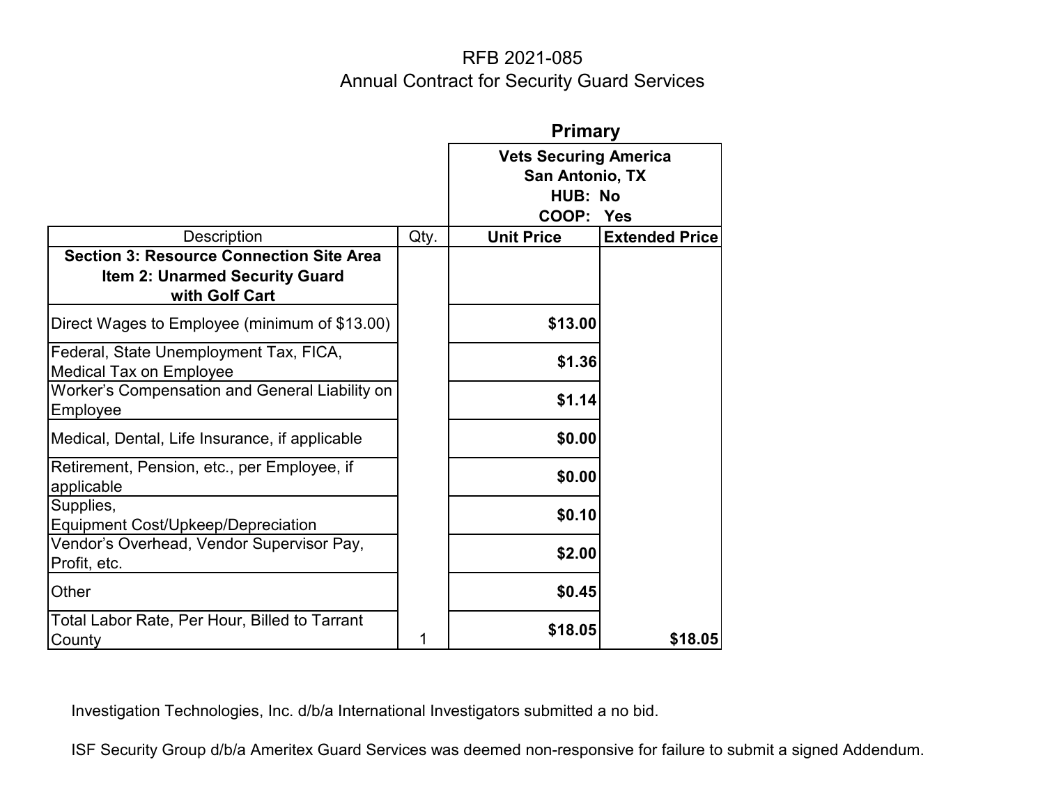# RFB 2021-085

## Annual Contract for Security Guard Services

| Description | Qty. | Primary<br>Vets Securing America<br>San Antonio, TX<br>HUB: No<br>COOP: Yes<br>Unit Price | Extended Price |
|---|---|---|---|
| **Section 3: Resource Connection Site Area**<br>**Item 2: Unarmed Security Guard with Golf Cart** | | | |
| Direct Wages to Employee (minimum of $13.00) | | **$13.00** | |
| Federal, State Unemployment Tax, FICA, Medical Tax on Employee | | **$1.36** | |
| Worker's Compensation and General Liability on Employee | | **$1.14** | |
| Medical, Dental, Life Insurance, if applicable | | **$0.00** | |
| Retirement, Pension, etc., per Employee, if applicable | | **$0.00** | |
| Supplies, Equipment Cost/Upkeep/Depreciation | | **$0.10** | |
| Vendor's Overhead, Vendor Supervisor Pay, Profit, etc. | | **$2.00** | |
| Other | | **$0.45** | |
| Total Labor Rate, Per Hour, Billed to Tarrant County | 1 | **$18.05** | **$18.05** |

Investigation Technologies, Inc. d/b/a International Investigators submitted a no bid.

ISF Security Group d/b/a Ameritex Guard Services was deemed non-responsive for failure to submit a signed Addendum.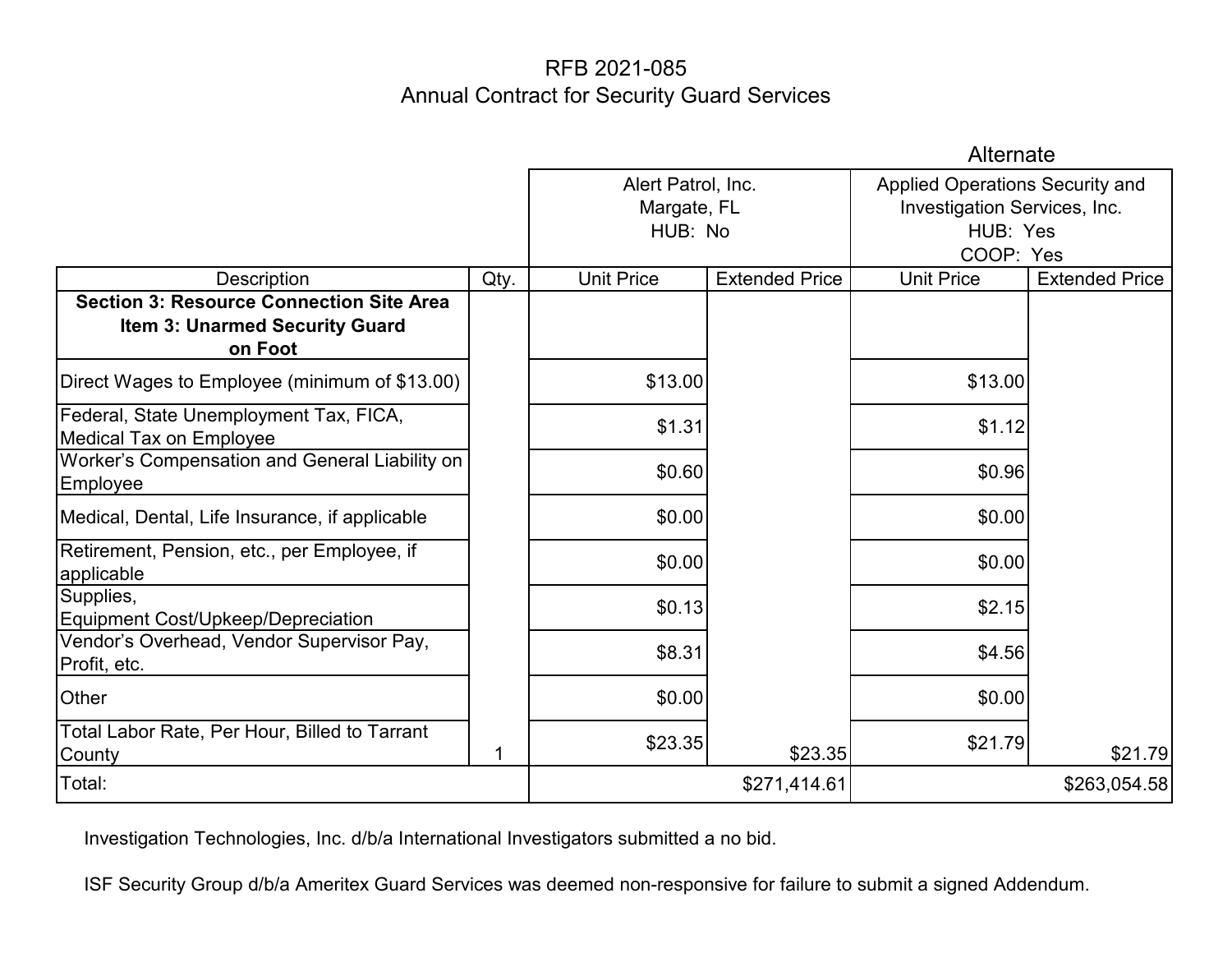# RFB 2021-085
## Annual Contract for Security Guard Services

| | | | | Alternate | |
|---|---|---|---|---|---|
| | | Alert Patrol, Inc. Margate, FL HUB: No | | Applied Operations Security and Investigation Services, Inc. HUB: Yes COOP: Yes | |
| Description | Qty. | Unit Price | Extended Price | Unit Price | Extended Price |
| **Section 3: Resource Connection Site Area Item 3: Unarmed Security Guard on Foot** | | | | | |
| Direct Wages to Employee (minimum of $13.00) | | $13.00 | | $13.00 | |
| Federal, State Unemployment Tax, FICA, Medical Tax on Employee | | $1.31 | | $1.12 | |
| Worker's Compensation and General Liability on Employee | | $0.60 | | $0.96 | |
| Medical, Dental, Life Insurance, if applicable | | $0.00 | | $0.00 | |
| Retirement, Pension, etc., per Employee, if applicable | | $0.00 | | $0.00 | |
| Supplies, Equipment Cost/Upkeep/Depreciation | | $0.13 | | $2.15 | |
| Vendor's Overhead, Vendor Supervisor Pay, Profit, etc. | | $8.31 | | $4.56 | |
| Other | | $0.00 | | $0.00 | |
| Total Labor Rate, Per Hour, Billed to Tarrant County | 1 | $23.35 | $23.35 | $21.79 | $21.79 |
| Total: | | | $271,414.61 | | $263,054.58 |

Investigation Technologies, Inc. d/b/a International Investigators submitted a no bid.

ISF Security Group d/b/a Ameritex Guard Services was deemed non-responsive for failure to submit a signed Addendum.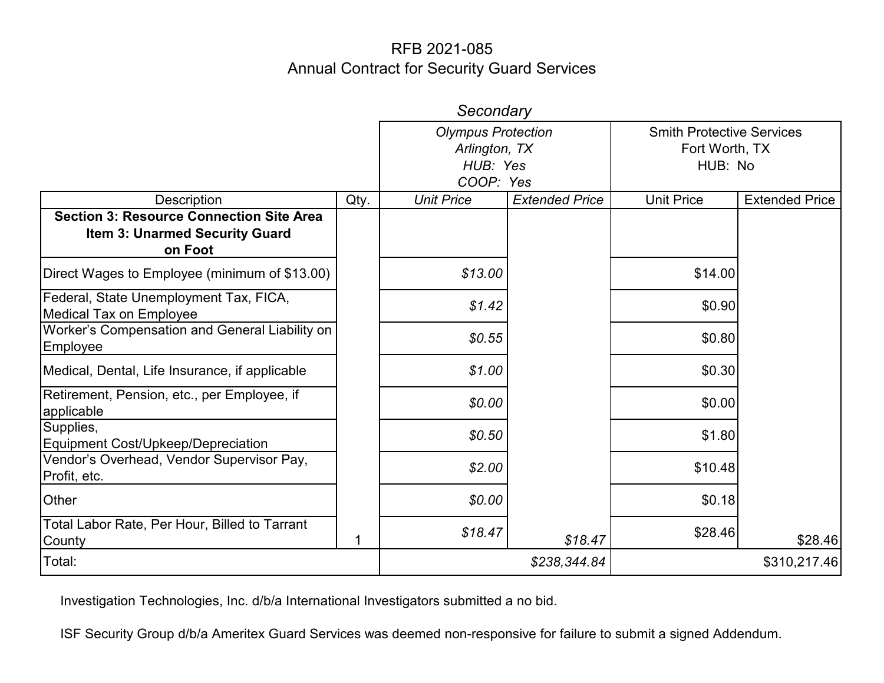# RFB 2021-085
## Annual Contract for Security Guard Services

| | | *Secondary* | | | |
|---|---|---|---|---|---|
| | | *Olympus Protection Arlington, TX HUB: Yes COOP: Yes* | | Smith Protective Services Fort Worth, TX HUB: No | |
| Description | Qty. | *Unit Price* | *Extended Price* | Unit Price | Extended Price |
| **Section 3: Resource Connection Site Area Item 3: Unarmed Security Guard on Foot** | | | | | |
| Direct Wages to Employee (minimum of $13.00) | | *$13.00* | | $14.00 | |
| Federal, State Unemployment Tax, FICA, Medical Tax on Employee | | *$1.42* | | $0.90 | |
| Worker's Compensation and General Liability on Employee | | *$0.55* | | $0.80 | |
| Medical, Dental, Life Insurance, if applicable | | *$1.00* | | $0.30 | |
| Retirement, Pension, etc., per Employee, if applicable | | *$0.00* | | $0.00 | |
| Supplies, Equipment Cost/Upkeep/Depreciation | | *$0.50* | | $1.80 | |
| Vendor's Overhead, Vendor Supervisor Pay, Profit, etc. | | *$2.00* | | $10.48 | |
| Other | | *$0.00* | | $0.18 | |
| Total Labor Rate, Per Hour, Billed to Tarrant County | 1 | *$18.47* | *$18.47* | $28.46 | $28.46 |
| Total: | | | *$238,344.84* | | $310,217.46 |

Investigation Technologies, Inc. d/b/a International Investigators submitted a no bid.

ISF Security Group d/b/a Ameritex Guard Services was deemed non-responsive for failure to submit a signed Addendum.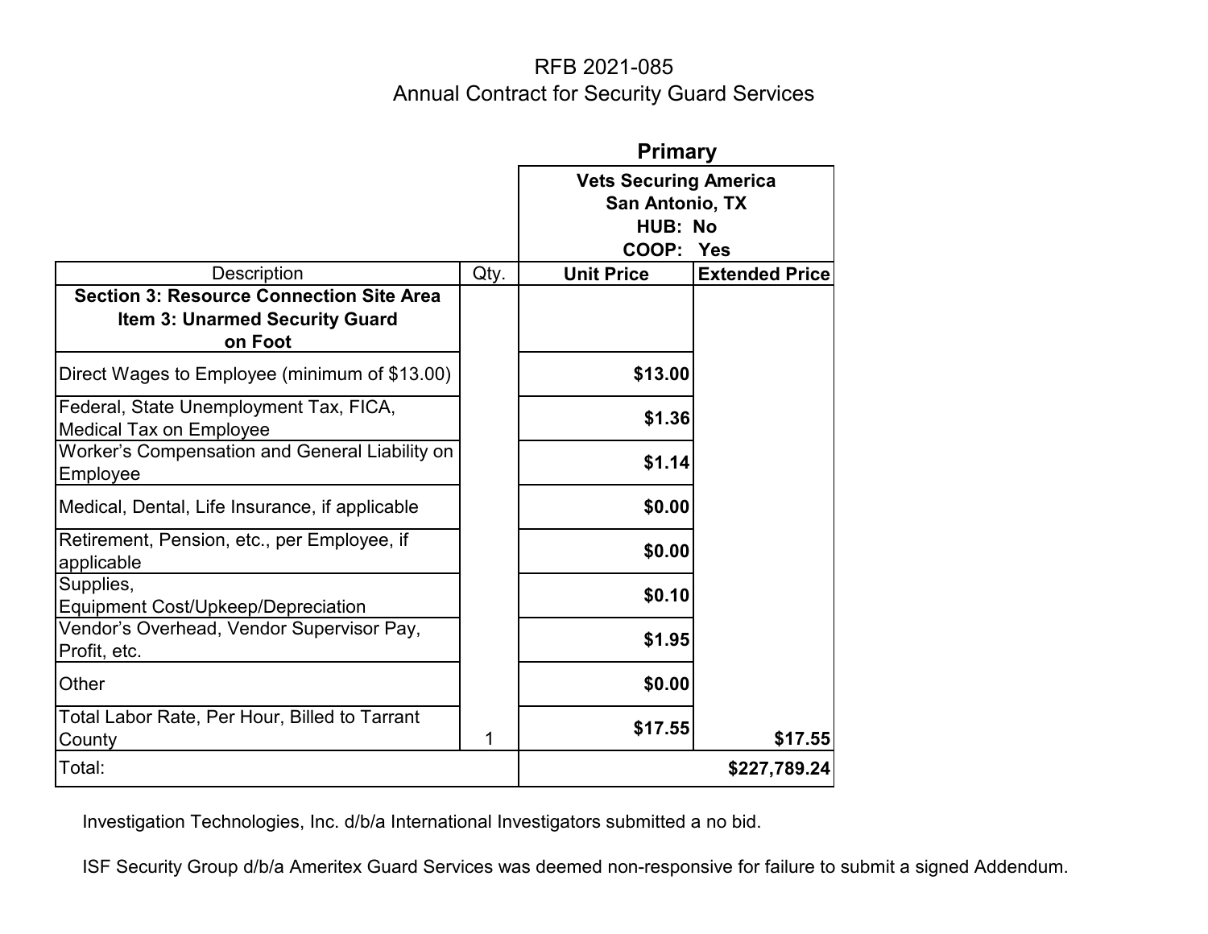RFB 2021-085

Annual Contract for Security Guard Services

| Description | Qty. | Primary: Vets Securing America, San Antonio, TX, HUB: No, COOP: Yes | |
|---|---|---|---|
| | | **Unit Price** | **Extended Price** |
| **Section 3: Resource Connection Site Area Item 3: Unarmed Security Guard on Foot** | | | |
| Direct Wages to Employee (minimum of $13.00) | | **$13.00** | |
| Federal, State Unemployment Tax, FICA, Medical Tax on Employee | | **$1.36** | |
| Worker's Compensation and General Liability on Employee | | **$1.14** | |
| Medical, Dental, Life Insurance, if applicable | | **$0.00** | |
| Retirement, Pension, etc., per Employee, if applicable | | **$0.00** | |
| Supplies, Equipment Cost/Upkeep/Depreciation | | **$0.10** | |
| Vendor's Overhead, Vendor Supervisor Pay, Profit, etc. | | **$1.95** | |
| Other | | **$0.00** | |
| Total Labor Rate, Per Hour, Billed to Tarrant County | 1 | **$17.55** | **$17.55** |
| Total: | | | **$227,789.24** |

Investigation Technologies, Inc. d/b/a International Investigators submitted a no bid.

ISF Security Group d/b/a Ameritex Guard Services was deemed non-responsive for failure to submit a signed Addendum.